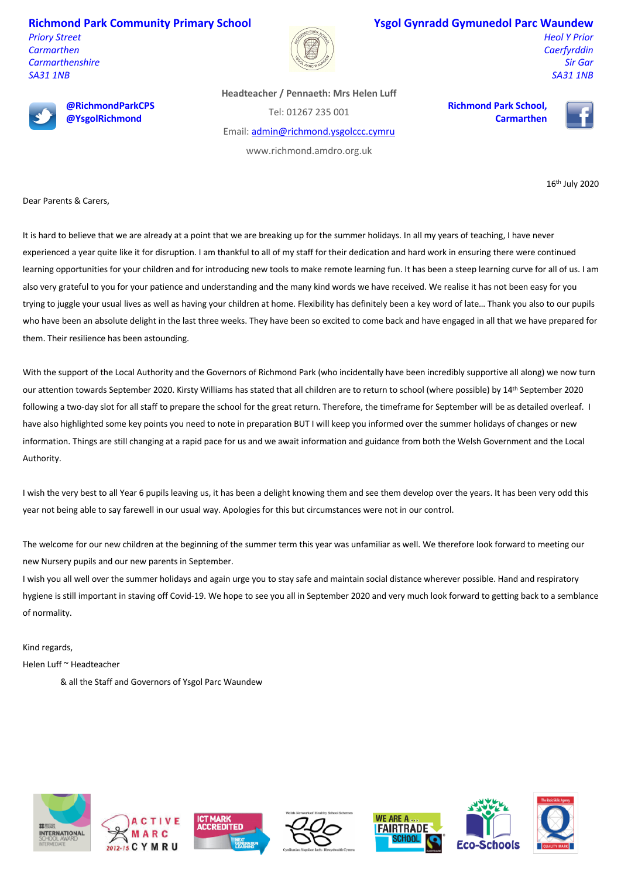**Richmond Park Community Primary School**
*Priory Street*
*Carmarthen*
*Carmarthenshire*
*SA31 1NB*

**Ysgol Gynradd Gymunedol Parc Waundew**
*Heol Y Prior*
*Caerfyrddin*
*Sir Gar*
*SA31 1NB*

**@RichmondParkCPS**
**@YsgolRichmond**

**Headteacher / Pennaeth: Mrs Helen Luff**
Tel: 01267 235 001
Email: admin@richmond.ysgolccc.cymru
www.richmond.amdro.org.uk

**Richmond Park School, Carmarthen**

16th July 2020

Dear Parents & Carers,

It is hard to believe that we are already at a point that we are breaking up for the summer holidays. In all my years of teaching, I have never experienced a year quite like it for disruption. I am thankful to all of my staff for their dedication and hard work in ensuring there were continued learning opportunities for your children and for introducing new tools to make remote learning fun. It has been a steep learning curve for all of us. I am also very grateful to you for your patience and understanding and the many kind words we have received. We realise it has not been easy for you trying to juggle your usual lives as well as having your children at home. Flexibility has definitely been a key word of late… Thank you also to our pupils who have been an absolute delight in the last three weeks. They have been so excited to come back and have engaged in all that we have prepared for them. Their resilience has been astounding.

With the support of the Local Authority and the Governors of Richmond Park (who incidentally have been incredibly supportive all along) we now turn our attention towards September 2020. Kirsty Williams has stated that all children are to return to school (where possible) by 14th September 2020 following a two-day slot for all staff to prepare the school for the great return. Therefore, the timeframe for September will be as detailed overleaf. I have also highlighted some key points you need to note in preparation BUT I will keep you informed over the summer holidays of changes or new information. Things are still changing at a rapid pace for us and we await information and guidance from both the Welsh Government and the Local Authority.

I wish the very best to all Year 6 pupils leaving us, it has been a delight knowing them and see them develop over the years. It has been very odd this year not being able to say farewell in our usual way. Apologies for this but circumstances were not in our control.

The welcome for our new children at the beginning of the summer term this year was unfamiliar as well. We therefore look forward to meeting our new Nursery pupils and our new parents in September.

I wish you all well over the summer holidays and again urge you to stay safe and maintain social distance wherever possible. Hand and respiratory hygiene is still important in staving off Covid-19. We hope to see you all in September 2020 and very much look forward to getting back to a semblance of normality.

Kind regards,

Helen Luff ~ Headteacher

& all the Staff and Governors of Ysgol Parc Waundew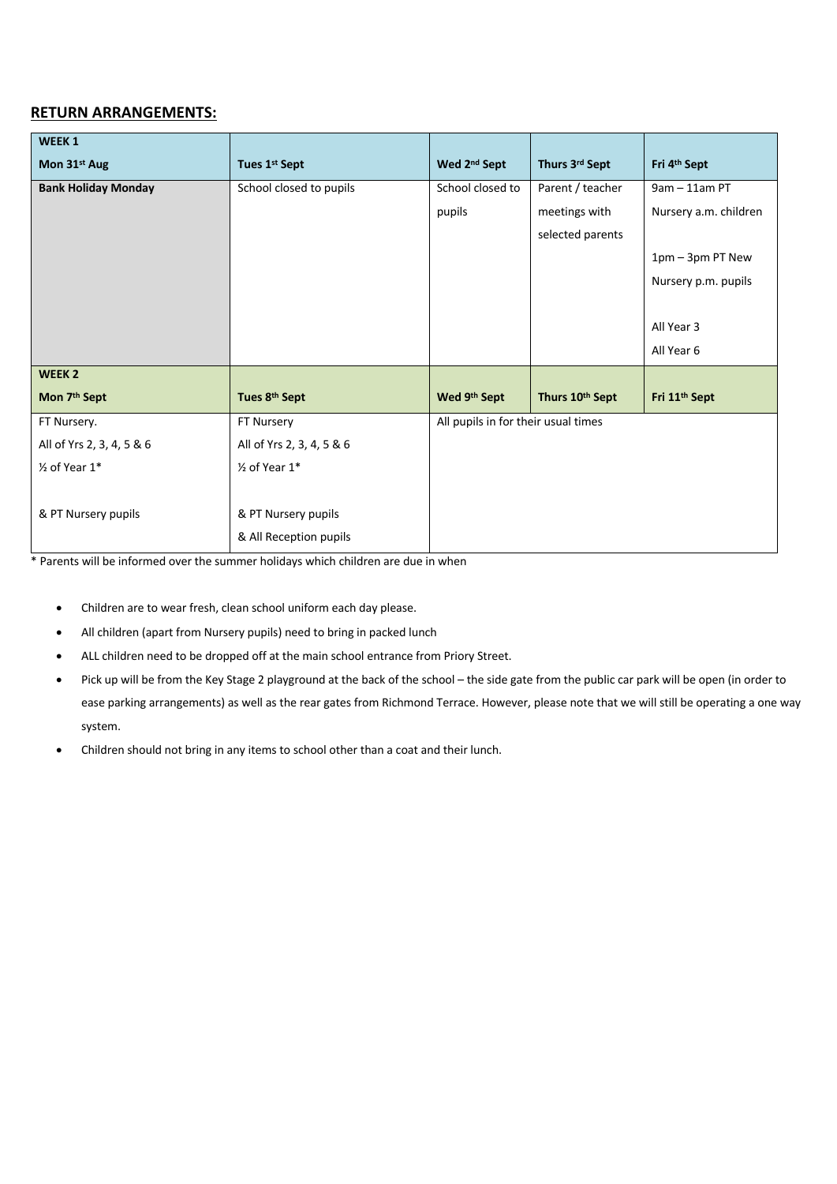## RETURN ARRANGEMENTS:

| WEEK 1<br>Mon 31st Aug | Tues 1st Sept | Wed 2nd Sept | Thurs 3rd Sept | Fri 4th Sept |
|---|---|---|---|---|
| **Bank Holiday Monday** | School closed to pupils | School closed to pupils | Parent / teacher meetings with selected parents | 9am – 11am PT Nursery a.m. children<br><br>1pm – 3pm PT New Nursery p.m. pupils<br><br>All Year 3<br>All Year 6 |
| **WEEK 2**<br>**Mon 7th Sept** | **Tues 8th Sept** | **Wed 9th Sept** | **Thurs 10th Sept** | **Fri 11th Sept** |
| FT Nursery.<br>All of Yrs 2, 3, 4, 5 & 6<br>½ of Year 1*<br><br>& PT Nursery pupils | FT Nursery<br>All of Yrs 2, 3, 4, 5 & 6<br>½ of Year 1*<br><br>& PT Nursery pupils<br>& All Reception pupils | All pupils in for their usual times | | |

* Parents will be informed over the summer holidays which children are due in when

- Children are to wear fresh, clean school uniform each day please.
- All children (apart from Nursery pupils) need to bring in packed lunch
- ALL children need to be dropped off at the main school entrance from Priory Street.
- Pick up will be from the Key Stage 2 playground at the back of the school – the side gate from the public car park will be open (in order to ease parking arrangements) as well as the rear gates from Richmond Terrace. However, please note that we will still be operating a one way system.
- Children should not bring in any items to school other than a coat and their lunch.